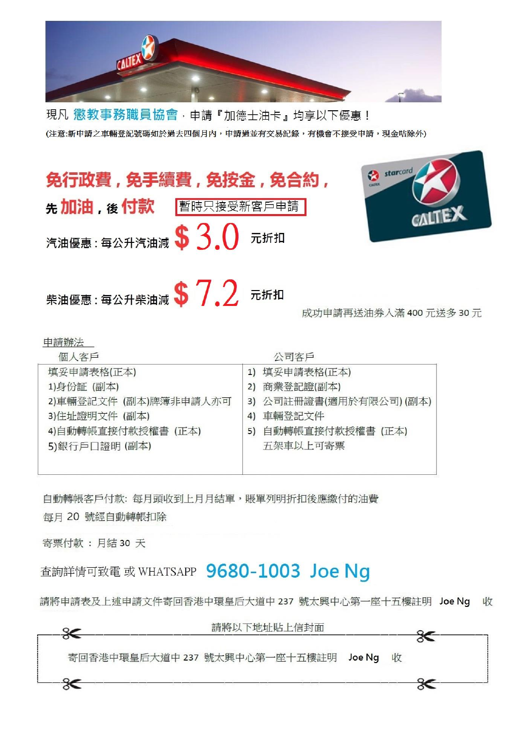現凡 **懲教事務職員協會**，申請『加德士油卡』均享以下優惠！

(注意:新申請之車輛登記號碼如於過去四個月內，申請過並有交易記錄，有機會不接受申請，現金咭除外)

## 免行政費，免手續費，免按金，免合約，

**先 加油，後 付款** 暫時只接受新客戶申請

汽油優惠：每公升汽油減 **$ 3.0** 元折扣

柴油優惠：每公升柴油減 **$ 7.2** 元折扣

成功申請再送油券入滿 400 元送多 30 元

申請辦法

| 個人客戶 | 公司客戶 |
|---|---|
| 填妥申請表格(正本) | 1) 填妥申請表格(正本) |
| 1)身份証 (副本) | 2) 商業登記證(副本) |
| 2)車輛登記文件 (副本)牌簿非申請人亦可 | 3) 公司註冊證書(適用於有限公司) (副本) |
| 3)住址證明文件 (副本) | 4) 車輛登記文件 |
| 4)自動轉帳直接付款授權書 (正本) | 5) 自動轉帳直接付款授權書 (正本) |
| 5)銀行戶口證明 (副本) | 五架車以上可寄票 |

自動轉帳客戶付款: 每月頭收到上月月結單，賬單列明折扣後應繳付的油費

每月 20 號經自動轉帳扣除

寄票付款 ： 月結 30 天

查詢詳情可致電 或 WHATSAPP **9680-1003 Joe Ng**

請將申請表及上述申請文件寄回香港中環皇后大道中 237 號太興中心第一座十五樓註明 Joe Ng 收

請將以下地址貼上信封面

寄回香港中環皇后大道中 237 號太興中心第一座十五樓註明 Joe Ng 收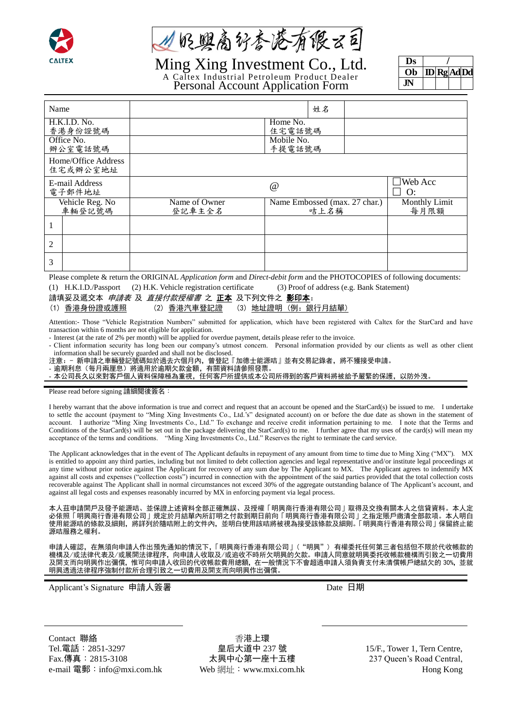CALTEX

明興商行香港有限公司

# Ming Xing Investment Co., Ltd.

A Caltex Industrial Petroleum Product Dealer

## Personal Account Application Form

| Ds | / | | | |
|---|---|---|---|---|
| Ob | ID | Rg | Ad | Dd |
| JN | | | | |

| Name | | 姓名 | |
|---|---|---|---|
| H.K.I.D. No. 香港身份證號碼 | | Home No. 住宅電話號碼 | |
| Office No. 辦公室電話號碼 | | Mobile No. 手提電話號碼 | |
| Home/Office Address 住宅或辦公室地址 | | | |
| E-mail Address 電子郵件地址 | @ | | ☐Web Acc ☐ O: |

| Vehicle Reg. No 車輛登記號碼 | | Name of Owner 登記車主全名 | Name Embossed (max. 27 char.) 咭上名稱 | Monthly Limit 每月限額 |
|---|---|---|---|---|
| 1 | | | | |
| 2 | | | | |
| 3 | | | | |

Please complete & return the ORIGINAL *Application form* and *Direct-debit form* and the PHOTOCOPIES of following documents:
(1) H.K.I.D./Passport (2) H.K. Vehicle registration certificate (3) Proof of address (e.g. Bank Statement)

請填妥及遞交本 *申請表* 及 *直接付款授權書* 之 **正本** 及下列文件之 **影印本**：
(1) 香港身份證或護照 (2) 香港汽車登記證 (3) 地址證明（例：銀行月結單）

Attention:- Those "Vehicle Registration Numbers" submitted for application, which have been registered with Caltex for the StarCard and have transaction within 6 months are not eligible for application.
- Interest (at the rate of 2% per month) will be applied for overdue payment, details please refer to the invoice.
- Client information security has long been our company's utmost concern. Personal information provided by our clients as well as other client information shall be securely guarded and shall not be disclosed.

注意：- 新申請之車輛登記號碼如於過去六個月內，曾登記『加德士能源咭』並有交易記錄者，將不獲接受申請。
- 逾期利息（每月兩厘息）將適用於逾期欠款金額，有關資料請參照發票。
- 本公司長久以來對客戶個人資料保障極為重視，任何客戶所提供或本公司所得到的客戶資料將被給予嚴緊的保護，以防外洩。

Please read before signing 請細閱後簽名：

I hereby warrant that the above information is true and correct and request that an account be opened and the StarCard(s) be issued to me. I undertake to settle the account (payment to "Ming Xing Investments Co., Ltd.'s" designated account) on or before the due date as shown in the statement of account. I authorize "Ming Xing Investments Co., Ltd." To exchange and receive credit information pertaining to me. I note that the Terms and Conditions of the StarCard(s) will be set out in the package delivering the StarCard(s) to me. I further agree that my uses of the card(s) will mean my acceptance of the terms and conditions. "Ming Xing Investments Co., Ltd." Reserves the right to terminate the card service.

The Applicant acknowledges that in the event of The Applicant defaults in repayment of any amount from time to time due to Ming Xing ("MX"). MX is entitled to appoint any third parties, including but not limited to debt collection agencies and legal representative and/or institute legal proceedings at any time without prior notice against The Applicant for recovery of any sum due by The Applicant to MX. The Applicant agrees to indemnify MX against all costs and expenses ("collection costs") incurred in connection with the appointment of the said parties provided that the total collection costs recoverable against The Applicant shall in normal circumstances not exceed 30% of the aggregate outstanding balance of The Applicant's account, and against all legal costs and expenses reasonably incurred by MX in enforcing payment via legal process.

本人茲申請開戶及發予能源咭、並保證上述資料全部正確無誤、及授權「明興商行香港有限公司」取得及交換有關本人之信貸資料。本人定必依照「明興商行香港有限公司」規定於月結單內所訂明之付款到期日前向「明興商行香港有限公司」之指定賬戶繳清全部款項。本人明白使用能源咭的條款及細則，將詳列於隨咭附上的文件內，並明白使用該咭將被視為接受該條款及細則。「明興商行香港有限公司」保留終止能源咭服務之權利。

申請人確認，在無須向申請人作出預先通知的情況下，「明興商行香港有限公司」（"明興"）有權委托任何第三者包括但不限於代收帳款的機構及/或法律代表及/或展開法律程序，向申請人收取及/或追收不時所欠明興的欠款。申請人同意就明興委托收帳款機構而引致之一切費用及開支而向明興作出彌償，惟可向申請人收回的代收帳款費用總額，在一般情況下不會超過申請人須負責支付未清償帳戶總結欠的 30%，並就明興透過法律程序強制付款所合理引致之一切費用及開支而向明興作出彌償。

Applicant's Signature 申請人簽署 　　　　　　　　　　　　　　　　　　Date 日期

Contact 聯絡
Tel.電話：2851-3297
Fax.傳真：2815-3108
e-mail 電郵：info@mxi.com.hk

香港上環
皇后大道中 237 號
太興中心第一座十五樓
Web 網址：www.mxi.com.hk

15/F., Tower 1, Tern Centre,
237 Queen's Road Central,
Hong Kong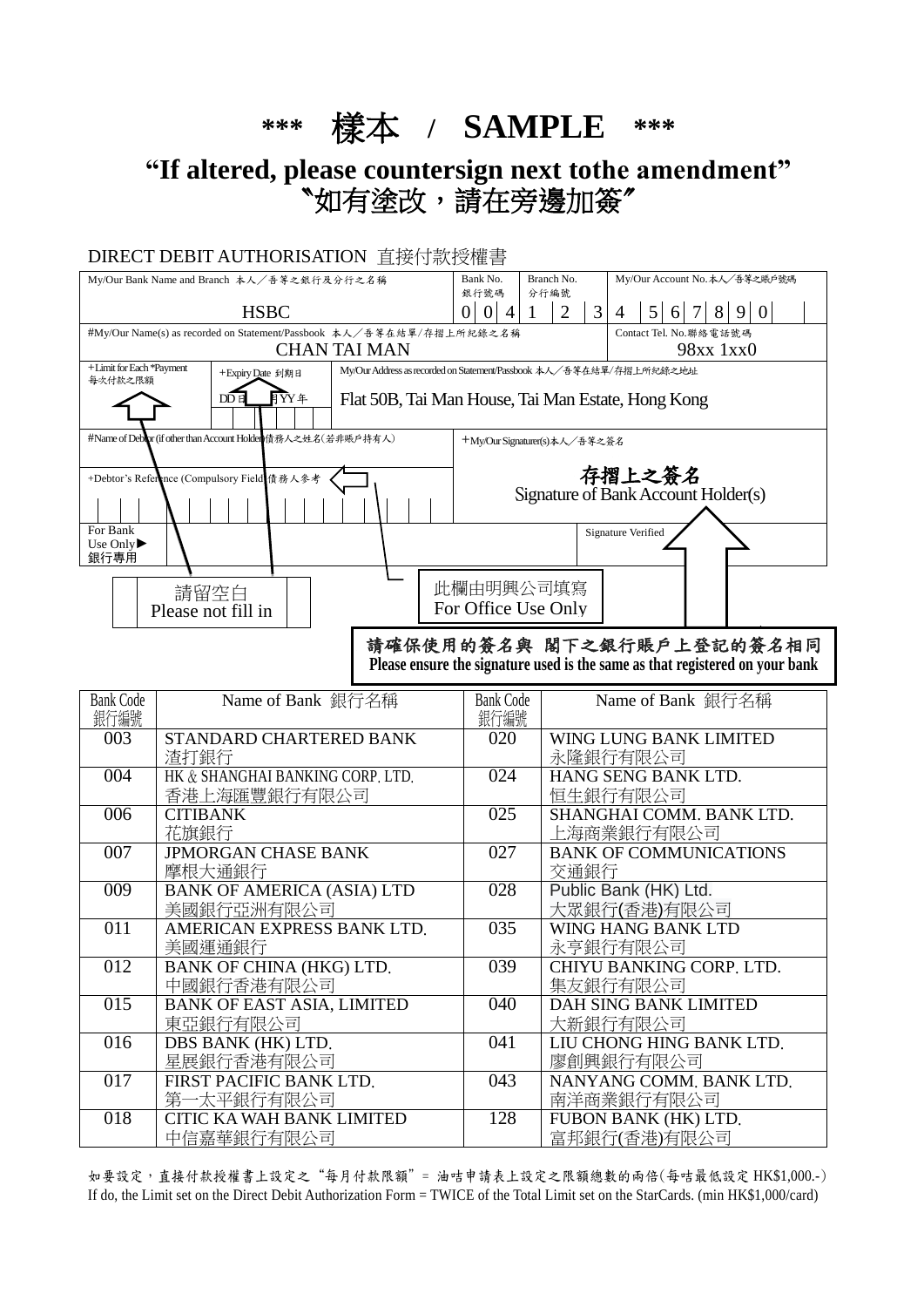# \*\*\* 樣本 / SAMPLE \*\*\*

## "If altered, please countersign next tothe amendment"
## 〝如有塗改，請在旁邊加簽〞

DIRECT DEBIT AUTHORISATION 直接付款授權書

| My/Our Bank Name and Branch 本人／吾等之銀行及分行之名稱 | Bank No. 銀行號碼 | Branch No. 分行編號 | My/Our Account No.本人／吾等之賬戶號碼 |
|---|---|---|---|
| HSBC | 0 0 4 | 1 2 3 | 4 5 6 7 8 9 0 |
| #My/Our Name(s) as recorded on Statement/Passbook 本人／吾等在結單/存摺上所紀錄之名稱 | | | Contact Tel. No.聯絡電話號碼 |
| CHAN TAI MAN | | | 98xx 1xx0 |

| +Limit for Each \*Payment 每次付款之限額 | +Expiry Date 到期日 | My/Our Address as recorded on Statement/Passbook 本人／吾等在結單/存摺上所紀錄之地址 |
|---|---|---|
| | DD日 MM月 YY年 | Flat 50B, Tai Man House, Tai Man Estate, Hong Kong |

| #Name of Debtor (if other than Account Holder) 債務人之姓名(若非賬戶持有人) | +My/Our Signature(s) 本人／吾等之簽名 |
|---|---|
| +Debtor's Reference (Compulsory Field) 債務人參考 | 存摺上之簽名 Signature of Bank Account Holder(s) |
| For Bank Use Only▶ 銀行專用 | Signature Verified |

請留空白 Please not fill in

此欄由明興公司填寫 For Office Use Only

**請確保使用的簽名與 閣下之銀行賬戶上登記的簽名相同**
**Please ensure the signature used is the same as that registered on your bank**

| Bank Code 銀行編號 | Name of Bank 銀行名稱 | Bank Code 銀行編號 | Name of Bank 銀行名稱 |
|---|---|---|---|
| 003 | STANDARD CHARTERED BANK 渣打銀行 | 020 | WING LUNG BANK LIMITED 永隆銀行有限公司 |
| 004 | HK & SHANGHAI BANKING CORP. LTD. 香港上海匯豐銀行有限公司 | 024 | HANG SENG BANK LTD. 恒生銀行有限公司 |
| 006 | CITIBANK 花旗銀行 | 025 | SHANGHAI COMM. BANK LTD. 上海商業銀行有限公司 |
| 007 | JPMORGAN CHASE BANK 摩根大通銀行 | 027 | BANK OF COMMUNICATIONS 交通銀行 |
| 009 | BANK OF AMERICA (ASIA) LTD 美國銀行亞洲有限公司 | 028 | Public Bank (HK) Ltd. 大眾銀行(香港)有限公司 |
| 011 | AMERICAN EXPRESS BANK LTD. 美國運通銀行 | 035 | WING HANG BANK LTD 永亨銀行有限公司 |
| 012 | BANK OF CHINA (HKG) LTD. 中國銀行香港有限公司 | 039 | CHIYU BANKING CORP. LTD. 集友銀行有限公司 |
| 015 | BANK OF EAST ASIA, LIMITED 東亞銀行有限公司 | 040 | DAH SING BANK LIMITED 大新銀行有限公司 |
| 016 | DBS BANK (HK) LTD. 星展銀行香港有限公司 | 041 | LIU CHONG HING BANK LTD. 廖創興銀行有限公司 |
| 017 | FIRST PACIFIC BANK LTD. 第一太平銀行有限公司 | 043 | NANYANG COMM. BANK LTD. 南洋商業銀行有限公司 |
| 018 | CITIC KA WAH BANK LIMITED 中信嘉華銀行有限公司 | 128 | FUBON BANK (HK) LTD. 富邦銀行(香港)有限公司 |

如要設定，直接付款授權書上設定之"每月付款限額"= 油咭申請表上設定之限額總數的兩倍(每咭最低設定 HK$1,000.-)
If do, the Limit set on the Direct Debit Authorization Form = TWICE of the Total Limit set on the StarCards. (min HK$1,000/card)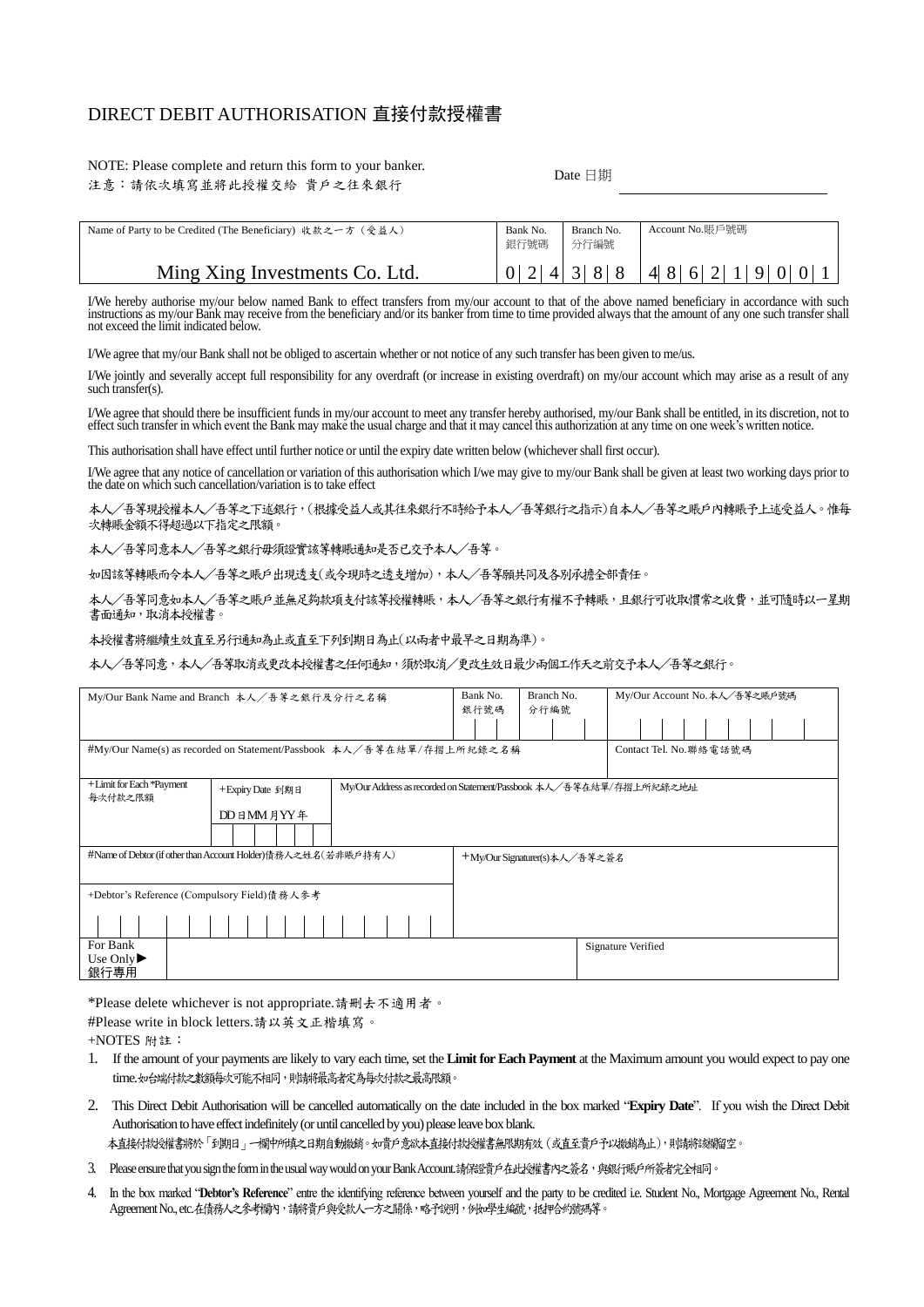# DIRECT DEBIT AUTHORISATION 直接付款授權書

NOTE: Please complete and return this form to your banker.
注意：請依次填寫並將此授權交給 貴戶之往來銀行

Date 日期 ______________________

| Name of Party to be Credited (The Beneficiary) 收款之一方（受益人） | Bank No. 銀行號碼 | Branch No. 分行編號 | Account No.賬戶號碼 |
|---|---|---|---|
| Ming Xing Investments Co. Ltd. | 024 | 388 | 486219001 |

I/We hereby authorise my/our below named Bank to effect transfers from my/our account to that of the above named beneficiary in accordance with such instructions as my/our Bank may receive from the beneficiary and/or its banker from time to time provided always that the amount of any one such transfer shall not exceed the limit indicated below.

I/We agree that my/our Bank shall not be obliged to ascertain whether or not notice of any such transfer has been given to me/us.

I/We jointly and severally accept full responsibility for any overdraft (or increase in existing overdraft) on my/our account which may arise as a result of any such transfer(s).

I/We agree that should there be insufficient funds in my/our account to meet any transfer hereby authorised, my/our Bank shall be entitled, in its discretion, not to effect such transfer in which event the Bank may make the usual charge and that it may cancel this authorization at any time on one week's written notice.

This authorisation shall have effect until further notice or until the expiry date written below (whichever shall first occur).

I/We agree that any notice of cancellation or variation of this authorisation which I/we may give to my/our Bank shall be given at least two working days prior to the date on which such cancellation/variation is to take effect

本人／吾等現授權本人／吾等之下述銀行，(根據受益人或其往來銀行不時給予本人／吾等銀行之指示)自本人／吾等之賬戶內轉賬予上述受益人。惟每次轉賬金額不得超過以下指定之限額。

本人／吾等同意本人／吾等之銀行毋須證實該等轉賬通知是否已交予本人／吾等。

如因該等轉賬而令本人／吾等之賬戶出現透支(或令現時之透支增加)，本人／吾等願共同及各別承擔全部責任。

本人／吾等同意如本人／吾等之賬戶並無足夠款項支付該等授權轉賬，本人／吾等之銀行有權不予轉賬，且銀行可收取慣常之收費，並可隨時以一星期書面通知，取消本授權書。

本授權書將繼續生效直至另行通知為止或直至下列到期日為止(以兩者中最早之日期為準)。

本人／吾等同意，本人／吾等取消或更改本授權書之任何通知，須於取消／更改生效日最少兩個工作天之前交予本人／吾等之銀行。

| | | | | |
|---|---|---|---|---|
| My/Our Bank Name and Branch 本人／吾等之銀行及分行之名稱 | | Bank No. 銀行號碼 | Branch No. 分行編號 | My/Our Account No.本人／吾等之賬戶號碼 |
| #My/Our Name(s) as recorded on Statement/Passbook 本人／吾等在結單/存摺上所紀錄之名稱 | | | | Contact Tel. No.聯絡電話號碼 |
| +Limit for Each *Payment 每次付款之限額 | +Expiry Date 到期日 DD日MM月YY年 | My/Our Address as recorded on Statement/Passbook 本人／吾等在結單/存摺上所紀錄之地址 | | |
| #Name of Debtor (if other than Account Holder)債務人之姓名(若非賬戶持有人) | | +My/Our Signature(s)本人／吾等之簽名 | | |
| +Debtor's Reference (Compulsory Field)債務人參考 | | | | |
| For Bank Use Only▶ 銀行專用 | | | Signature Verified | |

*Please delete whichever is not appropriate.請刪去不適用者。

#Please write in block letters.請以英文正楷填寫。

+NOTES 附註：

1. If the amount of your payments are likely to vary each time, set the **Limit for Each Payment** at the Maximum amount you would expect to pay one time.如台端付款之數額每次可能不相同，則請將最高者定為每次付款之最高限額。
2. This Direct Debit Authorisation will be cancelled automatically on the date included in the box marked "**Expiry Date**". If you wish the Direct Debit Authorisation to have effect indefinitely (or until cancelled by you) please leave box blank.
   本直接付款授權書將於「到期日」一欄中所填之日期自動撤銷。如貴戶意欲本直接付款授權書無限期有效(或直至貴戶予以撤銷為止)，則請將該欄留空。
3. Please ensure that you sign the form in the usual way would on your Bank Account.請保證貴戶在此授權書內之簽名，與銀行賬戶所簽者完全相同。
4. In the box marked "**Debtor's Reference**" entre the identifying reference between yourself and the party to be credited i.e. Student No., Mortgage Agreement No., Rental Agreement No., etc.在債務人之參考欄內，請將貴戶與受款人一方之關係，略予說明，例如學生編號，抵押合約號碼等。